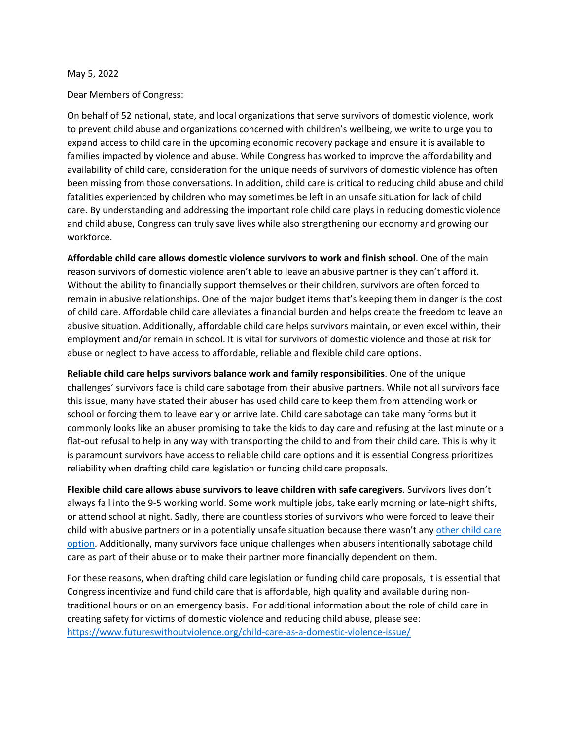May 5, 2022

Dear Members of Congress:

On behalf of 52 national, state, and local organizations that serve survivors of domestic violence, work to prevent child abuse and organizations concerned with children's wellbeing, we write to urge you to expand access to child care in the upcoming economic recovery package and ensure it is available to families impacted by violence and abuse. While Congress has worked to improve the affordability and availability of child care, consideration for the unique needs of survivors of domestic violence has often been missing from those conversations. In addition, child care is critical to reducing child abuse and child fatalities experienced by children who may sometimes be left in an unsafe situation for lack of child care. By understanding and addressing the important role child care plays in reducing domestic violence and child abuse, Congress can truly save lives while also strengthening our economy and growing our workforce.

**Affordable child care allows domestic violence survivors to work and finish school**. One of the main reason survivors of domestic violence aren't able to leave an abusive partner is they can't afford it. Without the ability to financially support themselves or their children, survivors are often forced to remain in abusive relationships. One of the major budget items that's keeping them in danger is the cost of child care. Affordable child care alleviates a financial burden and helps create the freedom to leave an abusive situation. Additionally, affordable child care helps survivors maintain, or even excel within, their employment and/or remain in school. It is vital for survivors of domestic violence and those at risk for abuse or neglect to have access to affordable, reliable and flexible child care options.

**Reliable child care helps survivors balance work and family responsibilities**. One of the unique challenges' survivors face is child care sabotage from their abusive partners. While not all survivors face this issue, many have stated their abuser has used child care to keep them from attending work or school or forcing them to leave early or arrive late. Child care sabotage can take many forms but it commonly looks like an abuser promising to take the kids to day care and refusing at the last minute or a flat-out refusal to help in any way with transporting the child to and from their child care. This is why it is paramount survivors have access to reliable child care options and it is essential Congress prioritizes reliability when drafting child care legislation or funding child care proposals.

**Flexible child care allows abuse survivors to leave children with safe caregivers**. Survivors lives don't always fall into the 9-5 working world. Some work multiple jobs, take early morning or late-night shifts, or attend school at night. Sadly, there are countless stories of survivors who were forced to leave their child with abusive partners or in a potentially unsafe situation because there wasn't any other child care option. Additionally, many survivors face unique challenges when abusers intentionally sabotage child care as part of their abuse or to make their partner more financially dependent on them.

For these reasons, when drafting child care legislation or funding child care proposals, it is essential that Congress incentivize and fund child care that is affordable, high quality and available during non-traditional hours or on an emergency basis. For additional information about the role of child care in creating safety for victims of domestic violence and reducing child abuse, please see: https://www.futureswithoutviolence.org/child-care-as-a-domestic-violence-issue/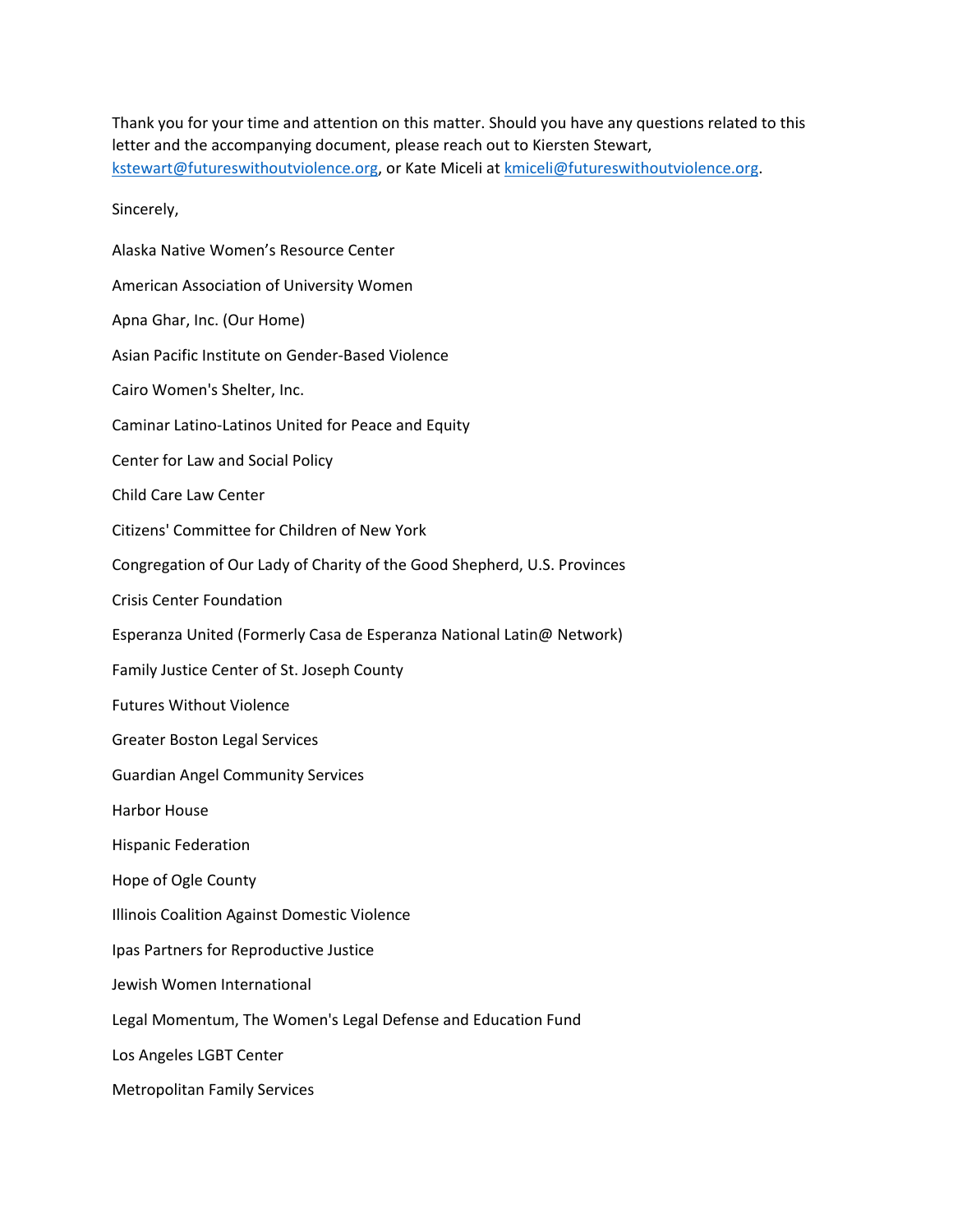Thank you for your time and attention on this matter. Should you have any questions related to this letter and the accompanying document, please reach out to Kiersten Stewart, kstewart@futureswithoutviolence.org, or Kate Miceli at kmiceli@futureswithoutviolence.org.

Sincerely,

Alaska Native Women's Resource Center

American Association of University Women

Apna Ghar, Inc. (Our Home)

Asian Pacific Institute on Gender-Based Violence

Cairo Women's Shelter, Inc.

Caminar Latino-Latinos United for Peace and Equity

Center for Law and Social Policy

Child Care Law Center

Citizens' Committee for Children of New York

Congregation of Our Lady of Charity of the Good Shepherd, U.S. Provinces

Crisis Center Foundation

Esperanza United (Formerly Casa de Esperanza National Latin@ Network)

Family Justice Center of St. Joseph County

Futures Without Violence

Greater Boston Legal Services

Guardian Angel Community Services

Harbor House

Hispanic Federation

Hope of Ogle County

Illinois Coalition Against Domestic Violence

Ipas Partners for Reproductive Justice

Jewish Women International

Legal Momentum, The Women's Legal Defense and Education Fund

Los Angeles LGBT Center

Metropolitan Family Services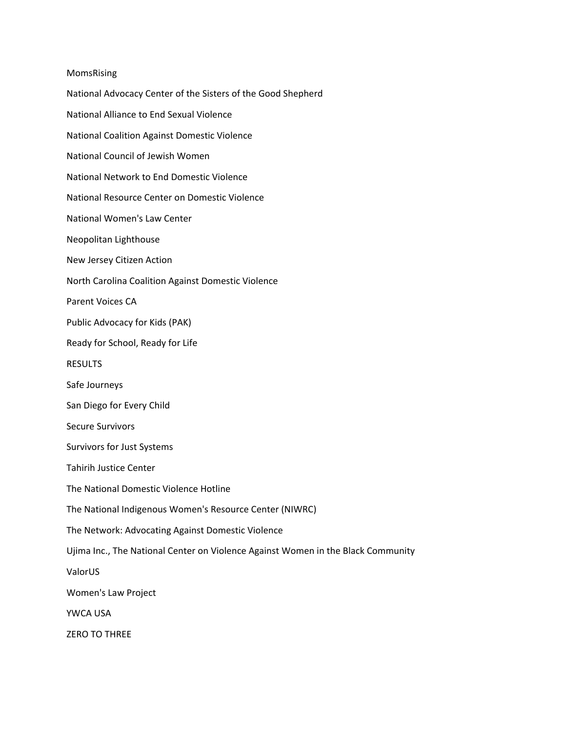MomsRising

National Advocacy Center of the Sisters of the Good Shepherd

National Alliance to End Sexual Violence

National Coalition Against Domestic Violence

National Council of Jewish Women

National Network to End Domestic Violence

National Resource Center on Domestic Violence

National Women's Law Center

Neopolitan Lighthouse

New Jersey Citizen Action

North Carolina Coalition Against Domestic Violence

Parent Voices CA

Public Advocacy for Kids (PAK)

Ready for School, Ready for Life

RESULTS

Safe Journeys

San Diego for Every Child

Secure Survivors

Survivors for Just Systems

Tahirih Justice Center

The National Domestic Violence Hotline

The National Indigenous Women's Resource Center (NIWRC)

The Network: Advocating Against Domestic Violence

Ujima Inc., The National Center on Violence Against Women in the Black Community

ValorUS

Women's Law Project

YWCA USA

ZERO TO THREE